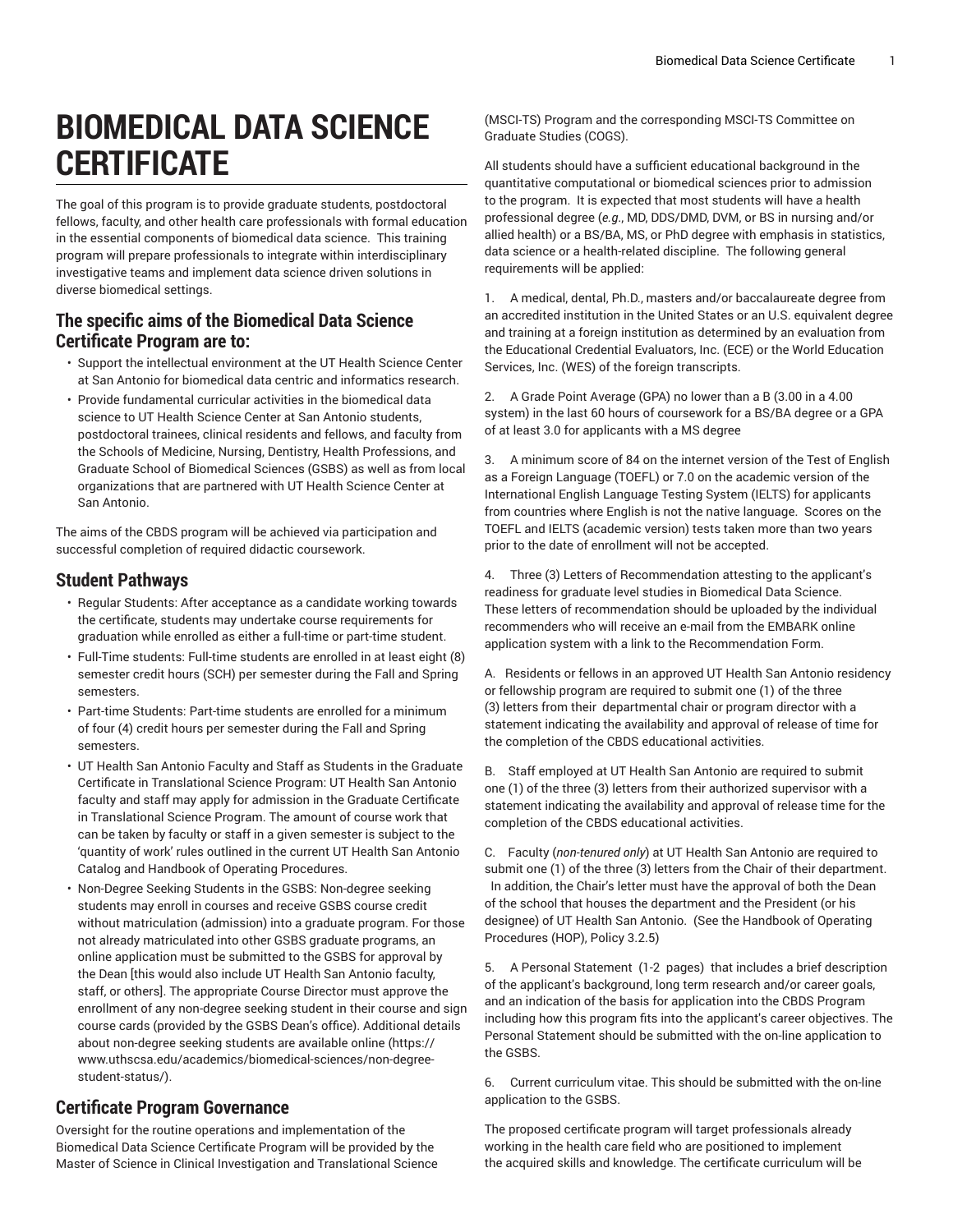# BIOMEDICAL DATA SCIENCE CERTIFICATE

The goal of this program is to provide graduate students, postdoctoral fellows, faculty, and other health care professionals with formal education in the essential components of biomedical data science. This training program will prepare professionals to integrate within interdisciplinary investigative teams and implement data science driven solutions in diverse biomedical settings.

## The specific aims of the Biomedical Data Science Certificate Program are to:

- Support the intellectual environment at the UT Health Science Center at San Antonio for biomedical data centric and informatics research.
- Provide fundamental curricular activities in the biomedical data science to UT Health Science Center at San Antonio students, postdoctoral trainees, clinical residents and fellows, and faculty from the Schools of Medicine, Nursing, Dentistry, Health Professions, and Graduate School of Biomedical Sciences (GSBS) as well as from local organizations that are partnered with UT Health Science Center at San Antonio.

The aims of the CBDS program will be achieved via participation and successful completion of required didactic coursework.

## Student Pathways

- Regular Students: After acceptance as a candidate working towards the certificate, students may undertake course requirements for graduation while enrolled as either a full-time or part-time student.
- Full-Time students: Full-time students are enrolled in at least eight (8) semester credit hours (SCH) per semester during the Fall and Spring semesters.
- Part-time Students: Part-time students are enrolled for a minimum of four (4) credit hours per semester during the Fall and Spring semesters.
- UT Health San Antonio Faculty and Staff as Students in the Graduate Certificate in Translational Science Program: UT Health San Antonio faculty and staff may apply for admission in the Graduate Certificate in Translational Science Program. The amount of course work that can be taken by faculty or staff in a given semester is subject to the 'quantity of work' rules outlined in the current UT Health San Antonio Catalog and Handbook of Operating Procedures.
- Non-Degree Seeking Students in the GSBS: Non-degree seeking students may enroll in courses and receive GSBS course credit without matriculation (admission) into a graduate program. For those not already matriculated into other GSBS graduate programs, an online application must be submitted to the GSBS for approval by the Dean [this would also include UT Health San Antonio faculty, staff, or others]. The appropriate Course Director must approve the enrollment of any non-degree seeking student in their course and sign course cards (provided by the GSBS Dean's office). Additional details about non-degree seeking students are available online (https://www.uthscsa.edu/academics/biomedical-sciences/non-degree-student-status/).

## Certificate Program Governance

Oversight for the routine operations and implementation of the Biomedical Data Science Certificate Program will be provided by the Master of Science in Clinical Investigation and Translational Science (MSCI-TS) Program and the corresponding MSCI-TS Committee on Graduate Studies (COGS).

All students should have a sufficient educational background in the quantitative computational or biomedical sciences prior to admission to the program. It is expected that most students will have a health professional degree (*e.g.*, MD, DDS/DMD, DVM, or BS in nursing and/or allied health) or a BS/BA, MS, or PhD degree with emphasis in statistics, data science or a health-related discipline. The following general requirements will be applied:

1. A medical, dental, Ph.D., masters and/or baccalaureate degree from an accredited institution in the United States or an U.S. equivalent degree and training at a foreign institution as determined by an evaluation from the Educational Credential Evaluators, Inc. (ECE) or the World Education Services, Inc. (WES) of the foreign transcripts.

2. A Grade Point Average (GPA) no lower than a B (3.00 in a 4.00 system) in the last 60 hours of coursework for a BS/BA degree or a GPA of at least 3.0 for applicants with a MS degree

3. A minimum score of 84 on the internet version of the Test of English as a Foreign Language (TOEFL) or 7.0 on the academic version of the International English Language Testing System (IELTS) for applicants from countries where English is not the native language. Scores on the TOEFL and IELTS (academic version) tests taken more than two years prior to the date of enrollment will not be accepted.

4. Three (3) Letters of Recommendation attesting to the applicant's readiness for graduate level studies in Biomedical Data Science. These letters of recommendation should be uploaded by the individual recommenders who will receive an e-mail from the EMBARK online application system with a link to the Recommendation Form.

A. Residents or fellows in an approved UT Health San Antonio residency or fellowship program are required to submit one (1) of the three (3) letters from their departmental chair or program director with a statement indicating the availability and approval of release of time for the completion of the CBDS educational activities.

B. Staff employed at UT Health San Antonio are required to submit one (1) of the three (3) letters from their authorized supervisor with a statement indicating the availability and approval of release time for the completion of the CBDS educational activities.

C. Faculty (*non-tenured only*) at UT Health San Antonio are required to submit one (1) of the three (3) letters from the Chair of their department. In addition, the Chair's letter must have the approval of both the Dean of the school that houses the department and the President (or his designee) of UT Health San Antonio. (See the Handbook of Operating Procedures (HOP), Policy 3.2.5)

5. A Personal Statement (1-2 pages) that includes a brief description of the applicant's background, long term research and/or career goals, and an indication of the basis for application into the CBDS Program including how this program fits into the applicant's career objectives. The Personal Statement should be submitted with the on-line application to the GSBS.

6. Current curriculum vitae. This should be submitted with the on-line application to the GSBS.

The proposed certificate program will target professionals already working in the health care field who are positioned to implement the acquired skills and knowledge. The certificate curriculum will be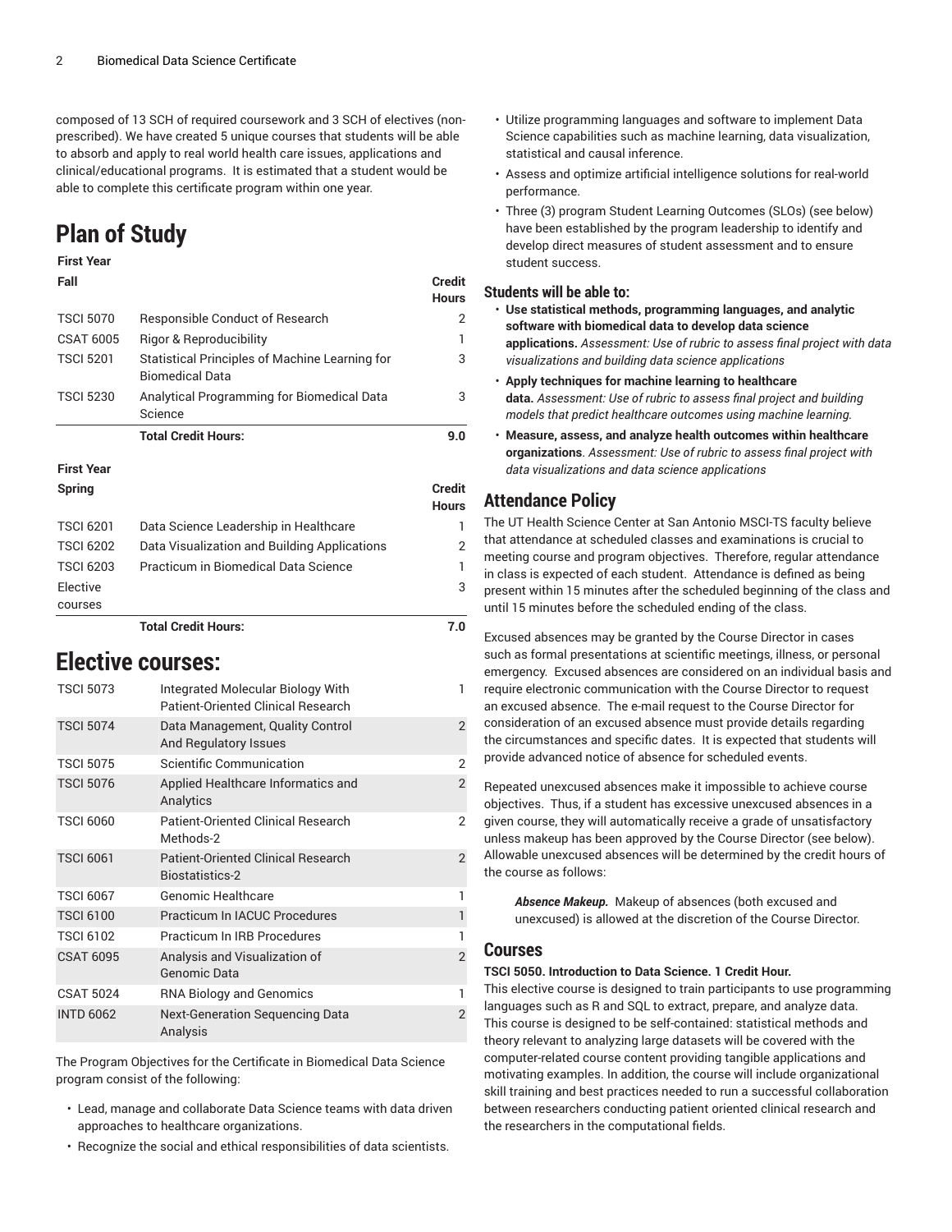composed of 13 SCH of required coursework and 3 SCH of electives (non-prescribed). We have created 5 unique courses that students will be able to absorb and apply to real world health care issues, applications and clinical/educational programs. It is estimated that a student would be able to complete this certificate program within one year.

# Plan of Study

| First Year | | |
|---|---|---|
| **Fall** | | **Credit Hours** |
| TSCI 5070 | Responsible Conduct of Research | 2 |
| CSAT 6005 | Rigor & Reproducibility | 1 |
| TSCI 5201 | Statistical Principles of Machine Learning for Biomedical Data | 3 |
| TSCI 5230 | Analytical Programming for Biomedical Data Science | 3 |
| | **Total Credit Hours:** | **9.0** |

| First Year | | |
|---|---|---|
| **Spring** | | **Credit Hours** |
| TSCI 6201 | Data Science Leadership in Healthcare | 1 |
| TSCI 6202 | Data Visualization and Building Applications | 2 |
| TSCI 6203 | Practicum in Biomedical Data Science | 1 |
| Elective courses | | 3 |
| | **Total Credit Hours:** | **7.0** |

# Elective courses:

| | | |
|---|---|---|
| TSCI 5073 | Integrated Molecular Biology With Patient-Oriented Clinical Research | 1 |
| TSCI 5074 | Data Management, Quality Control And Regulatory Issues | 2 |
| TSCI 5075 | Scientific Communication | 2 |
| TSCI 5076 | Applied Healthcare Informatics and Analytics | 2 |
| TSCI 6060 | Patient-Oriented Clinical Research Methods-2 | 2 |
| TSCI 6061 | Patient-Oriented Clinical Research Biostatistics-2 | 2 |
| TSCI 6067 | Genomic Healthcare | 1 |
| TSCI 6100 | Practicum In IACUC Procedures | 1 |
| TSCI 6102 | Practicum In IRB Procedures | 1 |
| CSAT 6095 | Analysis and Visualization of Genomic Data | 2 |
| CSAT 5024 | RNA Biology and Genomics | 1 |
| INTD 6062 | Next-Generation Sequencing Data Analysis | 2 |

The Program Objectives for the Certificate in Biomedical Data Science program consist of the following:

- Lead, manage and collaborate Data Science teams with data driven approaches to healthcare organizations.
- Recognize the social and ethical responsibilities of data scientists.
- Utilize programming languages and software to implement Data Science capabilities such as machine learning, data visualization, statistical and causal inference.
- Assess and optimize artificial intelligence solutions for real-world performance.
- Three (3) program Student Learning Outcomes (SLOs) (see below) have been established by the program leadership to identify and develop direct measures of student assessment and to ensure student success.

### Students will be able to:

- **Use statistical methods, programming languages, and analytic software with biomedical data to develop data science applications.** *Assessment: Use of rubric to assess final project with data visualizations and building data science applications*
- **Apply techniques for machine learning to healthcare data.** *Assessment: Use of rubric to assess final project and building models that predict healthcare outcomes using machine learning.*
- **Measure, assess, and analyze health outcomes within healthcare organizations**. *Assessment: Use of rubric to assess final project with data visualizations and data science applications*

## Attendance Policy

The UT Health Science Center at San Antonio MSCI-TS faculty believe that attendance at scheduled classes and examinations is crucial to meeting course and program objectives. Therefore, regular attendance in class is expected of each student. Attendance is defined as being present within 15 minutes after the scheduled beginning of the class and until 15 minutes before the scheduled ending of the class.

Excused absences may be granted by the Course Director in cases such as formal presentations at scientific meetings, illness, or personal emergency. Excused absences are considered on an individual basis and require electronic communication with the Course Director to request an excused absence. The e-mail request to the Course Director for consideration of an excused absence must provide details regarding the circumstances and specific dates. It is expected that students will provide advanced notice of absence for scheduled events.

Repeated unexcused absences make it impossible to achieve course objectives. Thus, if a student has excessive unexcused absences in a given course, they will automatically receive a grade of unsatisfactory unless makeup has been approved by the Course Director (see below). Allowable unexcused absences will be determined by the credit hours of the course as follows:

> ***Absence Makeup.*** Makeup of absences (both excused and unexcused) is allowed at the discretion of the Course Director.

## Courses

**TSCI 5050. Introduction to Data Science. 1 Credit Hour.**

This elective course is designed to train participants to use programming languages such as R and SQL to extract, prepare, and analyze data. This course is designed to be self-contained: statistical methods and theory relevant to analyzing large datasets will be covered with the computer-related course content providing tangible applications and motivating examples. In addition, the course will include organizational skill training and best practices needed to run a successful collaboration between researchers conducting patient oriented clinical research and the researchers in the computational fields.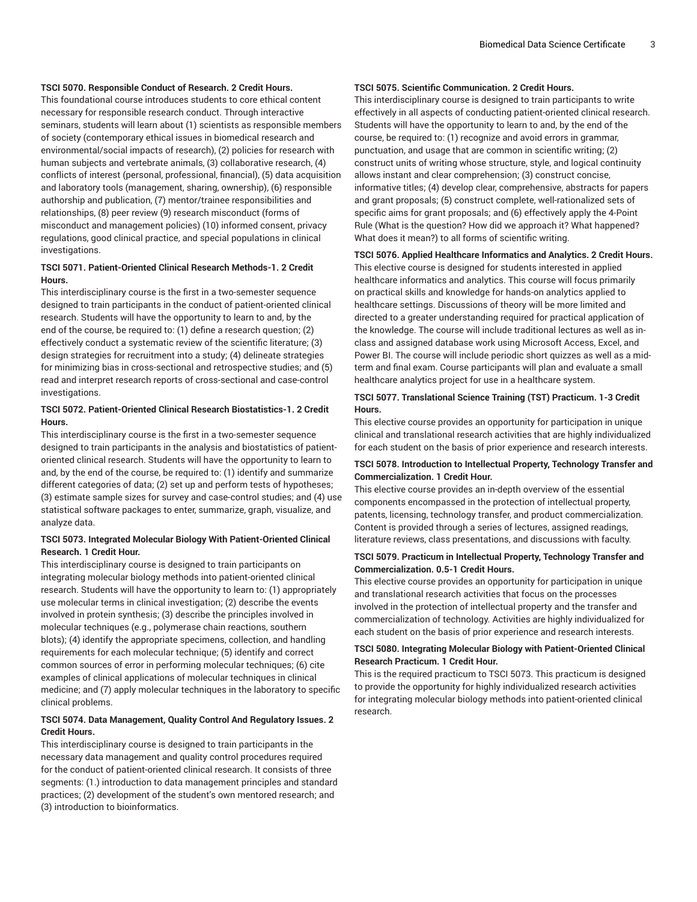**TSCI 5070. Responsible Conduct of Research. 2 Credit Hours.**

This foundational course introduces students to core ethical content necessary for responsible research conduct. Through interactive seminars, students will learn about (1) scientists as responsible members of society (contemporary ethical issues in biomedical research and environmental/social impacts of research), (2) policies for research with human subjects and vertebrate animals, (3) collaborative research, (4) conflicts of interest (personal, professional, financial), (5) data acquisition and laboratory tools (management, sharing, ownership), (6) responsible authorship and publication, (7) mentor/trainee responsibilities and relationships, (8) peer review (9) research misconduct (forms of misconduct and management policies) (10) informed consent, privacy regulations, good clinical practice, and special populations in clinical investigations.

**TSCI 5071. Patient-Oriented Clinical Research Methods-1. 2 Credit Hours.**

This interdisciplinary course is the first in a two-semester sequence designed to train participants in the conduct of patient-oriented clinical research. Students will have the opportunity to learn to and, by the end of the course, be required to: (1) define a research question; (2) effectively conduct a systematic review of the scientific literature; (3) design strategies for recruitment into a study; (4) delineate strategies for minimizing bias in cross-sectional and retrospective studies; and (5) read and interpret research reports of cross-sectional and case-control investigations.

**TSCI 5072. Patient-Oriented Clinical Research Biostatistics-1. 2 Credit Hours.**

This interdisciplinary course is the first in a two-semester sequence designed to train participants in the analysis and biostatistics of patient-oriented clinical research. Students will have the opportunity to learn to and, by the end of the course, be required to: (1) identify and summarize different categories of data; (2) set up and perform tests of hypotheses; (3) estimate sample sizes for survey and case-control studies; and (4) use statistical software packages to enter, summarize, graph, visualize, and analyze data.

**TSCI 5073. Integrated Molecular Biology With Patient-Oriented Clinical Research. 1 Credit Hour.**

This interdisciplinary course is designed to train participants on integrating molecular biology methods into patient-oriented clinical research. Students will have the opportunity to learn to: (1) appropriately use molecular terms in clinical investigation; (2) describe the events involved in protein synthesis; (3) describe the principles involved in molecular techniques (e.g., polymerase chain reactions, southern blots); (4) identify the appropriate specimens, collection, and handling requirements for each molecular technique; (5) identify and correct common sources of error in performing molecular techniques; (6) cite examples of clinical applications of molecular techniques in clinical medicine; and (7) apply molecular techniques in the laboratory to specific clinical problems.

**TSCI 5074. Data Management, Quality Control And Regulatory Issues. 2 Credit Hours.**

This interdisciplinary course is designed to train participants in the necessary data management and quality control procedures required for the conduct of patient-oriented clinical research. It consists of three segments: (1.) introduction to data management principles and standard practices; (2) development of the student's own mentored research; and (3) introduction to bioinformatics.

**TSCI 5075. Scientific Communication. 2 Credit Hours.**

This interdisciplinary course is designed to train participants to write effectively in all aspects of conducting patient-oriented clinical research. Students will have the opportunity to learn to and, by the end of the course, be required to: (1) recognize and avoid errors in grammar, punctuation, and usage that are common in scientific writing; (2) construct units of writing whose structure, style, and logical continuity allows instant and clear comprehension; (3) construct concise, informative titles; (4) develop clear, comprehensive, abstracts for papers and grant proposals; (5) construct complete, well-rationalized sets of specific aims for grant proposals; and (6) effectively apply the 4-Point Rule (What is the question? How did we approach it? What happened? What does it mean?) to all forms of scientific writing.

**TSCI 5076. Applied Healthcare Informatics and Analytics. 2 Credit Hours.**

This elective course is designed for students interested in applied healthcare informatics and analytics. This course will focus primarily on practical skills and knowledge for hands-on analytics applied to healthcare settings. Discussions of theory will be more limited and directed to a greater understanding required for practical application of the knowledge. The course will include traditional lectures as well as in-class and assigned database work using Microsoft Access, Excel, and Power BI. The course will include periodic short quizzes as well as a mid-term and final exam. Course participants will plan and evaluate a small healthcare analytics project for use in a healthcare system.

**TSCI 5077. Translational Science Training (TST) Practicum. 1-3 Credit Hours.**

This elective course provides an opportunity for participation in unique clinical and translational research activities that are highly individualized for each student on the basis of prior experience and research interests.

**TSCI 5078. Introduction to Intellectual Property, Technology Transfer and Commercialization. 1 Credit Hour.**

This elective course provides an in-depth overview of the essential components encompassed in the protection of intellectual property, patents, licensing, technology transfer, and product commercialization. Content is provided through a series of lectures, assigned readings, literature reviews, class presentations, and discussions with faculty.

**TSCI 5079. Practicum in Intellectual Property, Technology Transfer and Commercialization. 0.5-1 Credit Hours.**

This elective course provides an opportunity for participation in unique and translational research activities that focus on the processes involved in the protection of intellectual property and the transfer and commercialization of technology. Activities are highly individualized for each student on the basis of prior experience and research interests.

**TSCI 5080. Integrating Molecular Biology with Patient-Oriented Clinical Research Practicum. 1 Credit Hour.**

This is the required practicum to TSCI 5073. This practicum is designed to provide the opportunity for highly individualized research activities for integrating molecular biology methods into patient-oriented clinical research.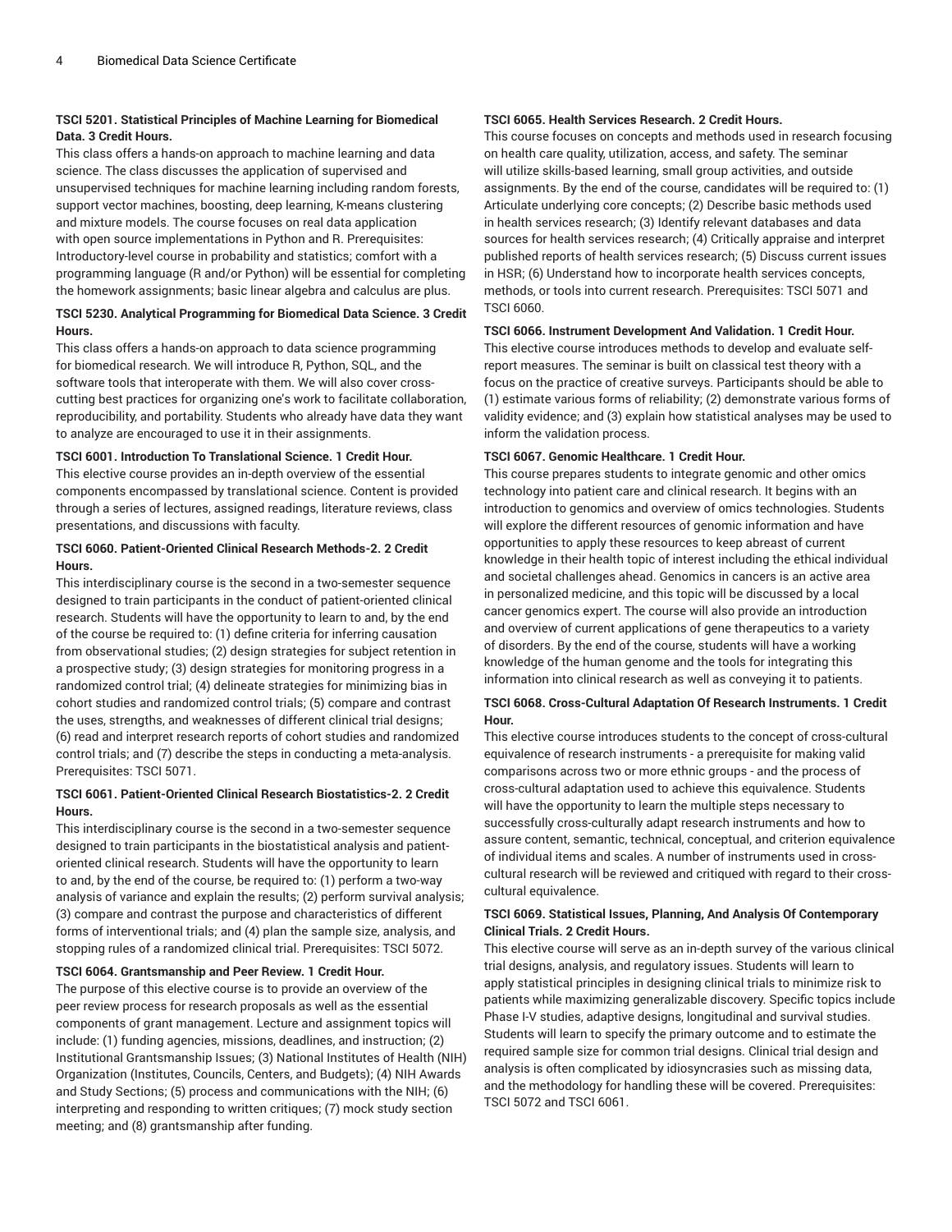**TSCI 5201. Statistical Principles of Machine Learning for Biomedical Data. 3 Credit Hours.**

This class offers a hands-on approach to machine learning and data science. The class discusses the application of supervised and unsupervised techniques for machine learning including random forests, support vector machines, boosting, deep learning, K-means clustering and mixture models. The course focuses on real data application with open source implementations in Python and R. Prerequisites: Introductory-level course in probability and statistics; comfort with a programming language (R and/or Python) will be essential for completing the homework assignments; basic linear algebra and calculus are plus.

**TSCI 5230. Analytical Programming for Biomedical Data Science. 3 Credit Hours.**

This class offers a hands-on approach to data science programming for biomedical research. We will introduce R, Python, SQL, and the software tools that interoperate with them. We will also cover cross-cutting best practices for organizing one's work to facilitate collaboration, reproducibility, and portability. Students who already have data they want to analyze are encouraged to use it in their assignments.

**TSCI 6001. Introduction To Translational Science. 1 Credit Hour.**

This elective course provides an in-depth overview of the essential components encompassed by translational science. Content is provided through a series of lectures, assigned readings, literature reviews, class presentations, and discussions with faculty.

**TSCI 6060. Patient-Oriented Clinical Research Methods-2. 2 Credit Hours.**

This interdisciplinary course is the second in a two-semester sequence designed to train participants in the conduct of patient-oriented clinical research. Students will have the opportunity to learn to and, by the end of the course be required to: (1) define criteria for inferring causation from observational studies; (2) design strategies for subject retention in a prospective study; (3) design strategies for monitoring progress in a randomized control trial; (4) delineate strategies for minimizing bias in cohort studies and randomized control trials; (5) compare and contrast the uses, strengths, and weaknesses of different clinical trial designs; (6) read and interpret research reports of cohort studies and randomized control trials; and (7) describe the steps in conducting a meta-analysis. Prerequisites: TSCI 5071.

**TSCI 6061. Patient-Oriented Clinical Research Biostatistics-2. 2 Credit Hours.**

This interdisciplinary course is the second in a two-semester sequence designed to train participants in the biostatistical analysis and patient-oriented clinical research. Students will have the opportunity to learn to and, by the end of the course, be required to: (1) perform a two-way analysis of variance and explain the results; (2) perform survival analysis; (3) compare and contrast the purpose and characteristics of different forms of interventional trials; and (4) plan the sample size, analysis, and stopping rules of a randomized clinical trial. Prerequisites: TSCI 5072.

**TSCI 6064. Grantsmanship and Peer Review. 1 Credit Hour.**

The purpose of this elective course is to provide an overview of the peer review process for research proposals as well as the essential components of grant management. Lecture and assignment topics will include: (1) funding agencies, missions, deadlines, and instruction; (2) Institutional Grantsmanship Issues; (3) National Institutes of Health (NIH) Organization (Institutes, Councils, Centers, and Budgets); (4) NIH Awards and Study Sections; (5) process and communications with the NIH; (6) interpreting and responding to written critiques; (7) mock study section meeting; and (8) grantsmanship after funding.

**TSCI 6065. Health Services Research. 2 Credit Hours.**

This course focuses on concepts and methods used in research focusing on health care quality, utilization, access, and safety. The seminar will utilize skills-based learning, small group activities, and outside assignments. By the end of the course, candidates will be required to: (1) Articulate underlying core concepts; (2) Describe basic methods used in health services research; (3) Identify relevant databases and data sources for health services research; (4) Critically appraise and interpret published reports of health services research; (5) Discuss current issues in HSR; (6) Understand how to incorporate health services concepts, methods, or tools into current research. Prerequisites: TSCI 5071 and TSCI 6060.

**TSCI 6066. Instrument Development And Validation. 1 Credit Hour.**

This elective course introduces methods to develop and evaluate self-report measures. The seminar is built on classical test theory with a focus on the practice of creative surveys. Participants should be able to (1) estimate various forms of reliability; (2) demonstrate various forms of validity evidence; and (3) explain how statistical analyses may be used to inform the validation process.

**TSCI 6067. Genomic Healthcare. 1 Credit Hour.**

This course prepares students to integrate genomic and other omics technology into patient care and clinical research. It begins with an introduction to genomics and overview of omics technologies. Students will explore the different resources of genomic information and have opportunities to apply these resources to keep abreast of current knowledge in their health topic of interest including the ethical individual and societal challenges ahead. Genomics in cancers is an active area in personalized medicine, and this topic will be discussed by a local cancer genomics expert. The course will also provide an introduction and overview of current applications of gene therapeutics to a variety of disorders. By the end of the course, students will have a working knowledge of the human genome and the tools for integrating this information into clinical research as well as conveying it to patients.

**TSCI 6068. Cross-Cultural Adaptation Of Research Instruments. 1 Credit Hour.**

This elective course introduces students to the concept of cross-cultural equivalence of research instruments - a prerequisite for making valid comparisons across two or more ethnic groups - and the process of cross-cultural adaptation used to achieve this equivalence. Students will have the opportunity to learn the multiple steps necessary to successfully cross-culturally adapt research instruments and how to assure content, semantic, technical, conceptual, and criterion equivalence of individual items and scales. A number of instruments used in cross-cultural research will be reviewed and critiqued with regard to their cross-cultural equivalence.

**TSCI 6069. Statistical Issues, Planning, And Analysis Of Contemporary Clinical Trials. 2 Credit Hours.**

This elective course will serve as an in-depth survey of the various clinical trial designs, analysis, and regulatory issues. Students will learn to apply statistical principles in designing clinical trials to minimize risk to patients while maximizing generalizable discovery. Specific topics include Phase I-V studies, adaptive designs, longitudinal and survival studies. Students will learn to specify the primary outcome and to estimate the required sample size for common trial designs. Clinical trial design and analysis is often complicated by idiosyncrasies such as missing data, and the methodology for handling these will be covered. Prerequisites: TSCI 5072 and TSCI 6061.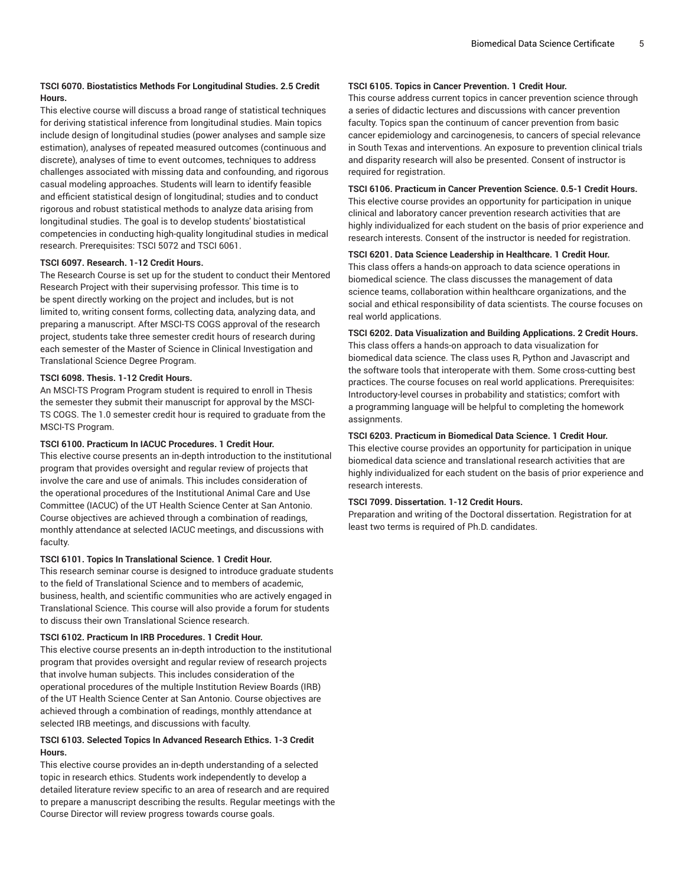**TSCI 6070. Biostatistics Methods For Longitudinal Studies. 2.5 Credit Hours.**

This elective course will discuss a broad range of statistical techniques for deriving statistical inference from longitudinal studies. Main topics include design of longitudinal studies (power analyses and sample size estimation), analyses of repeated measured outcomes (continuous and discrete), analyses of time to event outcomes, techniques to address challenges associated with missing data and confounding, and rigorous casual modeling approaches. Students will learn to identify feasible and efficient statistical design of longitudinal; studies and to conduct rigorous and robust statistical methods to analyze data arising from longitudinal studies. The goal is to develop students' biostatistical competencies in conducting high-quality longitudinal studies in medical research. Prerequisites: TSCI 5072 and TSCI 6061.

**TSCI 6097. Research. 1-12 Credit Hours.**

The Research Course is set up for the student to conduct their Mentored Research Project with their supervising professor. This time is to be spent directly working on the project and includes, but is not limited to, writing consent forms, collecting data, analyzing data, and preparing a manuscript. After MSCI-TS COGS approval of the research project, students take three semester credit hours of research during each semester of the Master of Science in Clinical Investigation and Translational Science Degree Program.

**TSCI 6098. Thesis. 1-12 Credit Hours.**

An MSCI-TS Program Program student is required to enroll in Thesis the semester they submit their manuscript for approval by the MSCI-TS COGS. The 1.0 semester credit hour is required to graduate from the MSCI-TS Program.

**TSCI 6100. Practicum In IACUC Procedures. 1 Credit Hour.**

This elective course presents an in-depth introduction to the institutional program that provides oversight and regular review of projects that involve the care and use of animals. This includes consideration of the operational procedures of the Institutional Animal Care and Use Committee (IACUC) of the UT Health Science Center at San Antonio. Course objectives are achieved through a combination of readings, monthly attendance at selected IACUC meetings, and discussions with faculty.

**TSCI 6101. Topics In Translational Science. 1 Credit Hour.**

This research seminar course is designed to introduce graduate students to the field of Translational Science and to members of academic, business, health, and scientific communities who are actively engaged in Translational Science. This course will also provide a forum for students to discuss their own Translational Science research.

**TSCI 6102. Practicum In IRB Procedures. 1 Credit Hour.**

This elective course presents an in-depth introduction to the institutional program that provides oversight and regular review of research projects that involve human subjects. This includes consideration of the operational procedures of the multiple Institution Review Boards (IRB) of the UT Health Science Center at San Antonio. Course objectives are achieved through a combination of readings, monthly attendance at selected IRB meetings, and discussions with faculty.

**TSCI 6103. Selected Topics In Advanced Research Ethics. 1-3 Credit Hours.**

This elective course provides an in-depth understanding of a selected topic in research ethics. Students work independently to develop a detailed literature review specific to an area of research and are required to prepare a manuscript describing the results. Regular meetings with the Course Director will review progress towards course goals.

**TSCI 6105. Topics in Cancer Prevention. 1 Credit Hour.**

This course address current topics in cancer prevention science through a series of didactic lectures and discussions with cancer prevention faculty. Topics span the continuum of cancer prevention from basic cancer epidemiology and carcinogenesis, to cancers of special relevance in South Texas and interventions. An exposure to prevention clinical trials and disparity research will also be presented. Consent of instructor is required for registration.

**TSCI 6106. Practicum in Cancer Prevention Science. 0.5-1 Credit Hours.**

This elective course provides an opportunity for participation in unique clinical and laboratory cancer prevention research activities that are highly individualized for each student on the basis of prior experience and research interests. Consent of the instructor is needed for registration.

**TSCI 6201. Data Science Leadership in Healthcare. 1 Credit Hour.**

This class offers a hands-on approach to data science operations in biomedical science. The class discusses the management of data science teams, collaboration within healthcare organizations, and the social and ethical responsibility of data scientists. The course focuses on real world applications.

**TSCI 6202. Data Visualization and Building Applications. 2 Credit Hours.**

This class offers a hands-on approach to data visualization for biomedical data science. The class uses R, Python and Javascript and the software tools that interoperate with them. Some cross-cutting best practices. The course focuses on real world applications. Prerequisites: Introductory-level courses in probability and statistics; comfort with a programming language will be helpful to completing the homework assignments.

**TSCI 6203. Practicum in Biomedical Data Science. 1 Credit Hour.**

This elective course provides an opportunity for participation in unique biomedical data science and translational research activities that are highly individualized for each student on the basis of prior experience and research interests.

**TSCI 7099. Dissertation. 1-12 Credit Hours.**

Preparation and writing of the Doctoral dissertation. Registration for at least two terms is required of Ph.D. candidates.